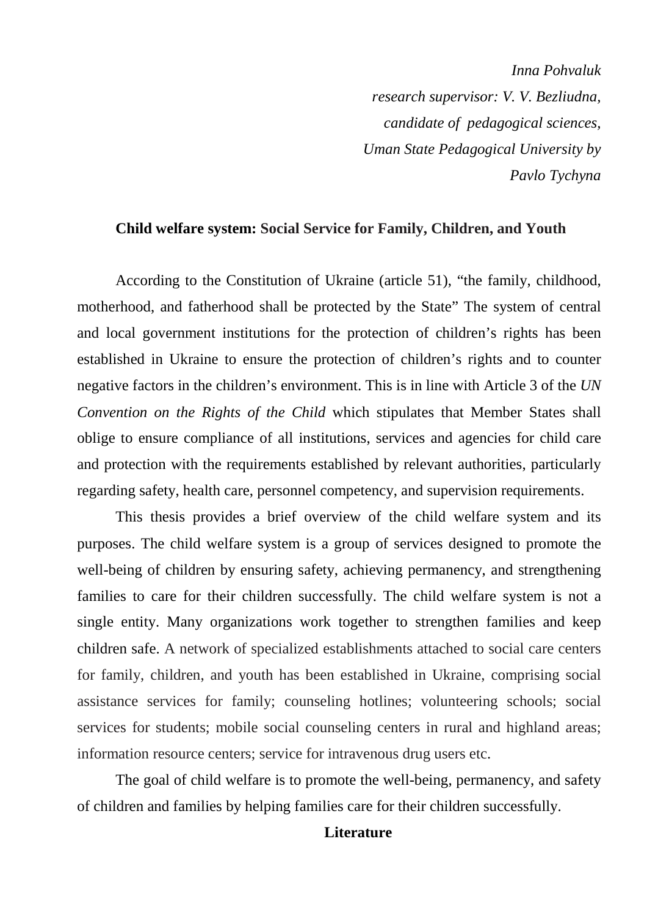*Inna Pohvaluk*
*research supervisor: V. V. Bezliudna,*
*candidate of pedagogical sciences,*
*Uman State Pedagogical University by*
*Pavlo Tychyna*

## Child welfare system: Social Service for Family, Children, and Youth

According to the Constitution of Ukraine (article 51), "the family, childhood, motherhood, and fatherhood shall be protected by the State" The system of central and local government institutions for the protection of children's rights has been established in Ukraine to ensure the protection of children's rights and to counter negative factors in the children's environment. This is in line with Article 3 of the *UN Convention on the Rights of the Child* which stipulates that Member States shall oblige to ensure compliance of all institutions, services and agencies for child care and protection with the requirements established by relevant authorities, particularly regarding safety, health care, personnel competency, and supervision requirements.

This thesis provides a brief overview of the child welfare system and its purposes. The child welfare system is a group of services designed to promote the well-being of children by ensuring safety, achieving permanency, and strengthening families to care for their children successfully. The child welfare system is not a single entity. Many organizations work together to strengthen families and keep children safe. A network of specialized establishments attached to social care centers for family, children, and youth has been established in Ukraine, comprising social assistance services for family; counseling hotlines; volunteering schools; social services for students; mobile social counseling centers in rural and highland areas; information resource centers; service for intravenous drug users etc.

The goal of child welfare is to promote the well-being, permanency, and safety of children and families by helping families care for their children successfully.

### Literature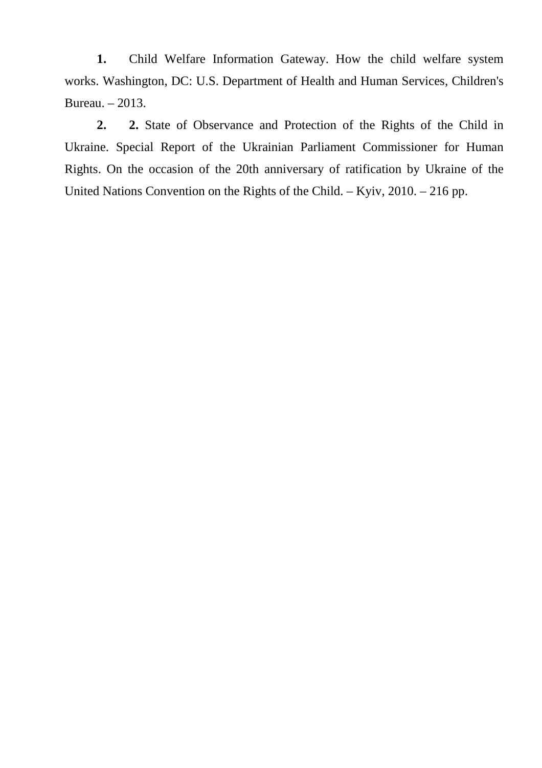**1.** Child Welfare Information Gateway. How the child welfare system works. Washington, DC: U.S. Department of Health and Human Services, Children's Bureau. – 2013.

**2.** **2.** State of Observance and Protection of the Rights of the Child in Ukraine. Special Report of the Ukrainian Parliament Commissioner for Human Rights. On the occasion of the 20th anniversary of ratification by Ukraine of the United Nations Convention on the Rights of the Child. – Kyiv, 2010. – 216 pp.